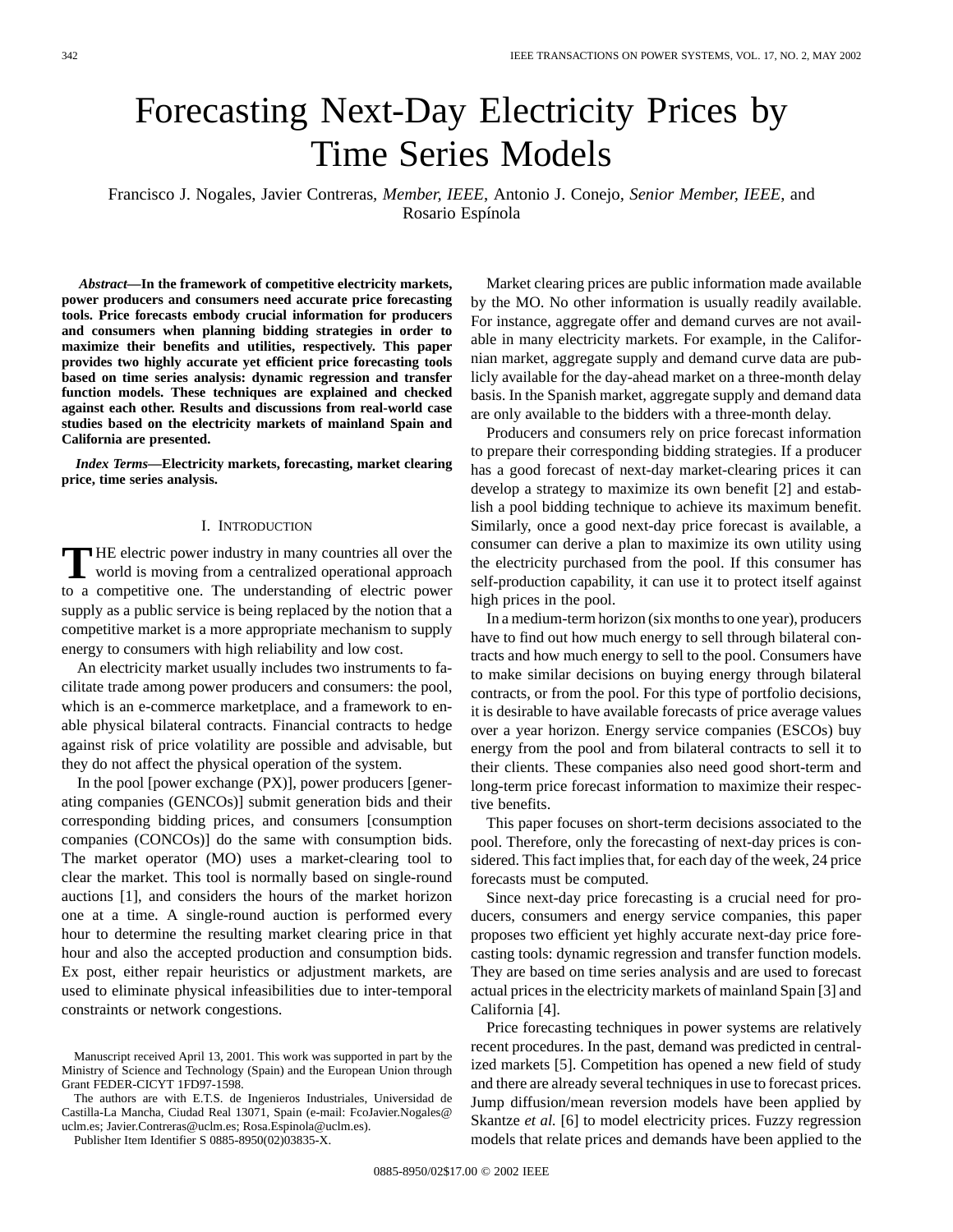# Forecasting Next-Day Electricity Prices by Time Series Models

Francisco J. Nogales, Javier Contreras, *Member, IEEE*, Antonio J. Conejo, *Senior Member, IEEE*, and Rosario Espínola

***Abstract*—In the framework of competitive electricity markets, power producers and consumers need accurate price forecasting tools. Price forecasts embody crucial information for producers and consumers when planning bidding strategies in order to maximize their benefits and utilities, respectively. This paper provides two highly accurate yet efficient price forecasting tools based on time series analysis: dynamic regression and transfer function models. These techniques are explained and checked against each other. Results and discussions from real-world case studies based on the electricity markets of mainland Spain and California are presented.**

***Index Terms*—Electricity markets, forecasting, market clearing price, time series analysis.**

## I. Introduction

The electric power industry in many countries all over the world is moving from a centralized operational approach to a competitive one. The understanding of electric power supply as a public service is being replaced by the notion that a competitive market is a more appropriate mechanism to supply energy to consumers with high reliability and low cost.

An electricity market usually includes two instruments to facilitate trade among power producers and consumers: the pool, which is an e-commerce marketplace, and a framework to enable physical bilateral contracts. Financial contracts to hedge against risk of price volatility are possible and advisable, but they do not affect the physical operation of the system.

In the pool [power exchange (PX)], power producers [generating companies (GENCOs)] submit generation bids and their corresponding bidding prices, and consumers [consumption companies (CONCOs)] do the same with consumption bids. The market operator (MO) uses a market-clearing tool to clear the market. This tool is normally based on single-round auctions [1], and considers the hours of the market horizon one at a time. A single-round auction is performed every hour to determine the resulting market clearing price in that hour and also the accepted production and consumption bids. Ex post, either repair heuristics or adjustment markets, are used to eliminate physical infeasibilities due to inter-temporal constraints or network congestions.

Manuscript received April 13, 2001. This work was supported in part by the Ministry of Science and Technology (Spain) and the European Union through Grant FEDER-CICYT 1FD97-1598.

The authors are with E.T.S. de Ingenieros Industriales, Universidad de Castilla-La Mancha, Ciudad Real 13071, Spain (e-mail: FcoJavier.Nogales@uclm.es; Javier.Contreras@uclm.es; Rosa.Espinola@uclm.es).

Publisher Item Identifier S 0885-8950(02)03835-X.

Market clearing prices are public information made available by the MO. No other information is usually readily available. For instance, aggregate offer and demand curves are not available in many electricity markets. For example, in the Californian market, aggregate supply and demand curve data are publicly available for the day-ahead market on a three-month delay basis. In the Spanish market, aggregate supply and demand data are only available to the bidders with a three-month delay.

Producers and consumers rely on price forecast information to prepare their corresponding bidding strategies. If a producer has a good forecast of next-day market-clearing prices it can develop a strategy to maximize its own benefit [2] and establish a pool bidding technique to achieve its maximum benefit. Similarly, once a good next-day price forecast is available, a consumer can derive a plan to maximize its own utility using the electricity purchased from the pool. If this consumer has self-production capability, it can use it to protect itself against high prices in the pool.

In a medium-term horizon (six months to one year), producers have to find out how much energy to sell through bilateral contracts and how much energy to sell to the pool. Consumers have to make similar decisions on buying energy through bilateral contracts, or from the pool. For this type of portfolio decisions, it is desirable to have available forecasts of price average values over a year horizon. Energy service companies (ESCOs) buy energy from the pool and from bilateral contracts to sell it to their clients. These companies also need good short-term and long-term price forecast information to maximize their respective benefits.

This paper focuses on short-term decisions associated to the pool. Therefore, only the forecasting of next-day prices is considered. This fact implies that, for each day of the week, 24 price forecasts must be computed.

Since next-day price forecasting is a crucial need for producers, consumers and energy service companies, this paper proposes two efficient yet highly accurate next-day price forecasting tools: dynamic regression and transfer function models. They are based on time series analysis and are used to forecast actual prices in the electricity markets of mainland Spain [3] and California [4].

Price forecasting techniques in power systems are relatively recent procedures. In the past, demand was predicted in centralized markets [5]. Competition has opened a new field of study and there are already several techniques in use to forecast prices. Jump diffusion/mean reversion models have been applied by Skantze *et al.* [6] to model electricity prices. Fuzzy regression models that relate prices and demands have been applied to the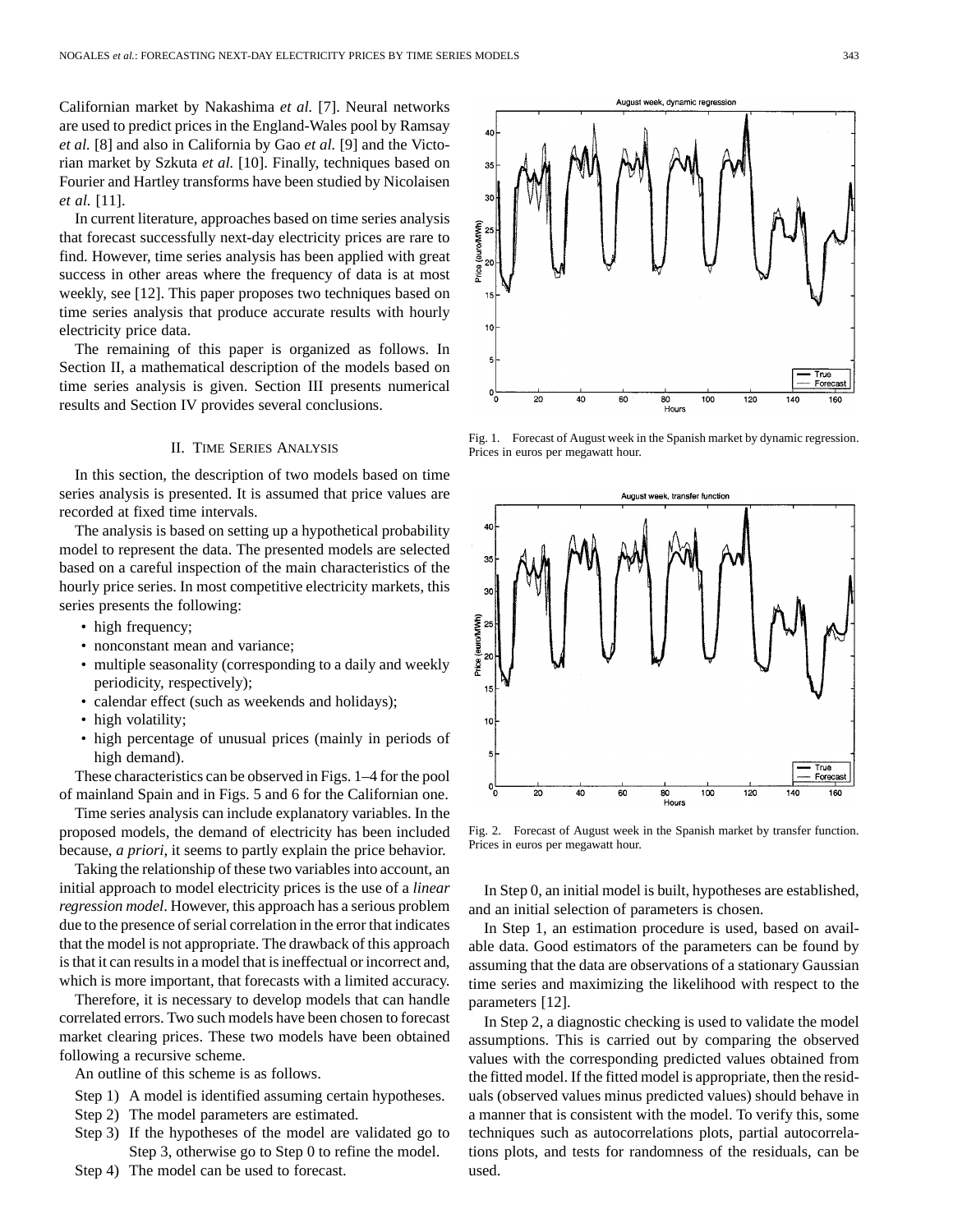Californian market by Nakashima *et al.* [7]. Neural networks are used to predict prices in the England-Wales pool by Ramsay *et al.* [8] and also in California by Gao *et al.* [9] and the Victorian market by Szkuta *et al.* [10]. Finally, techniques based on Fourier and Hartley transforms have been studied by Nicolaisen *et al.* [11].

In current literature, approaches based on time series analysis that forecast successfully next-day electricity prices are rare to find. However, time series analysis has been applied with great success in other areas where the frequency of data is at most weekly, see [12]. This paper proposes two techniques based on time series analysis that produce accurate results with hourly electricity price data.

The remaining of this paper is organized as follows. In Section II, a mathematical description of the models based on time series analysis is given. Section III presents numerical results and Section IV provides several conclusions.

## II. Time Series Analysis

In this section, the description of two models based on time series analysis is presented. It is assumed that price values are recorded at fixed time intervals.

The analysis is based on setting up a hypothetical probability model to represent the data. The presented models are selected based on a careful inspection of the main characteristics of the hourly price series. In most competitive electricity markets, this series presents the following:

- high frequency;
- nonconstant mean and variance;
- multiple seasonality (corresponding to a daily and weekly periodicity, respectively);
- calendar effect (such as weekends and holidays);
- high volatility;
- high percentage of unusual prices (mainly in periods of high demand).

These characteristics can be observed in Figs. 1–4 for the pool of mainland Spain and in Figs. 5 and 6 for the Californian one.

Time series analysis can include explanatory variables. In the proposed models, the demand of electricity has been included because, *a priori*, it seems to partly explain the price behavior.

Taking the relationship of these two variables into account, an initial approach to model electricity prices is the use of a *linear regression model*. However, this approach has a serious problem due to the presence of serial correlation in the error that indicates that the model is not appropriate. The drawback of this approach is that it can results in a model that is ineffectual or incorrect and, which is more important, that forecasts with a limited accuracy.

Therefore, it is necessary to develop models that can handle correlated errors. Two such models have been chosen to forecast market clearing prices. These two models have been obtained following a recursive scheme.

An outline of this scheme is as follows.

Step 1) A model is identified assuming certain hypotheses.
Step 2) The model parameters are estimated.
Step 3) If the hypotheses of the model are validated go to Step 3, otherwise go to Step 0 to refine the model.
Step 4) The model can be used to forecast.

Fig. 1. Forecast of August week in the Spanish market by dynamic regression. Prices in euros per megawatt hour.

Fig. 2. Forecast of August week in the Spanish market by transfer function. Prices in euros per megawatt hour.

In Step 0, an initial model is built, hypotheses are established, and an initial selection of parameters is chosen.

In Step 1, an estimation procedure is used, based on available data. Good estimators of the parameters can be found by assuming that the data are observations of a stationary Gaussian time series and maximizing the likelihood with respect to the parameters [12].

In Step 2, a diagnostic checking is used to validate the model assumptions. This is carried out by comparing the observed values with the corresponding predicted values obtained from the fitted model. If the fitted model is appropriate, then the residuals (observed values minus predicted values) should behave in a manner that is consistent with the model. To verify this, some techniques such as autocorrelations plots, partial autocorrelations plots, and tests for randomness of the residuals, can be used.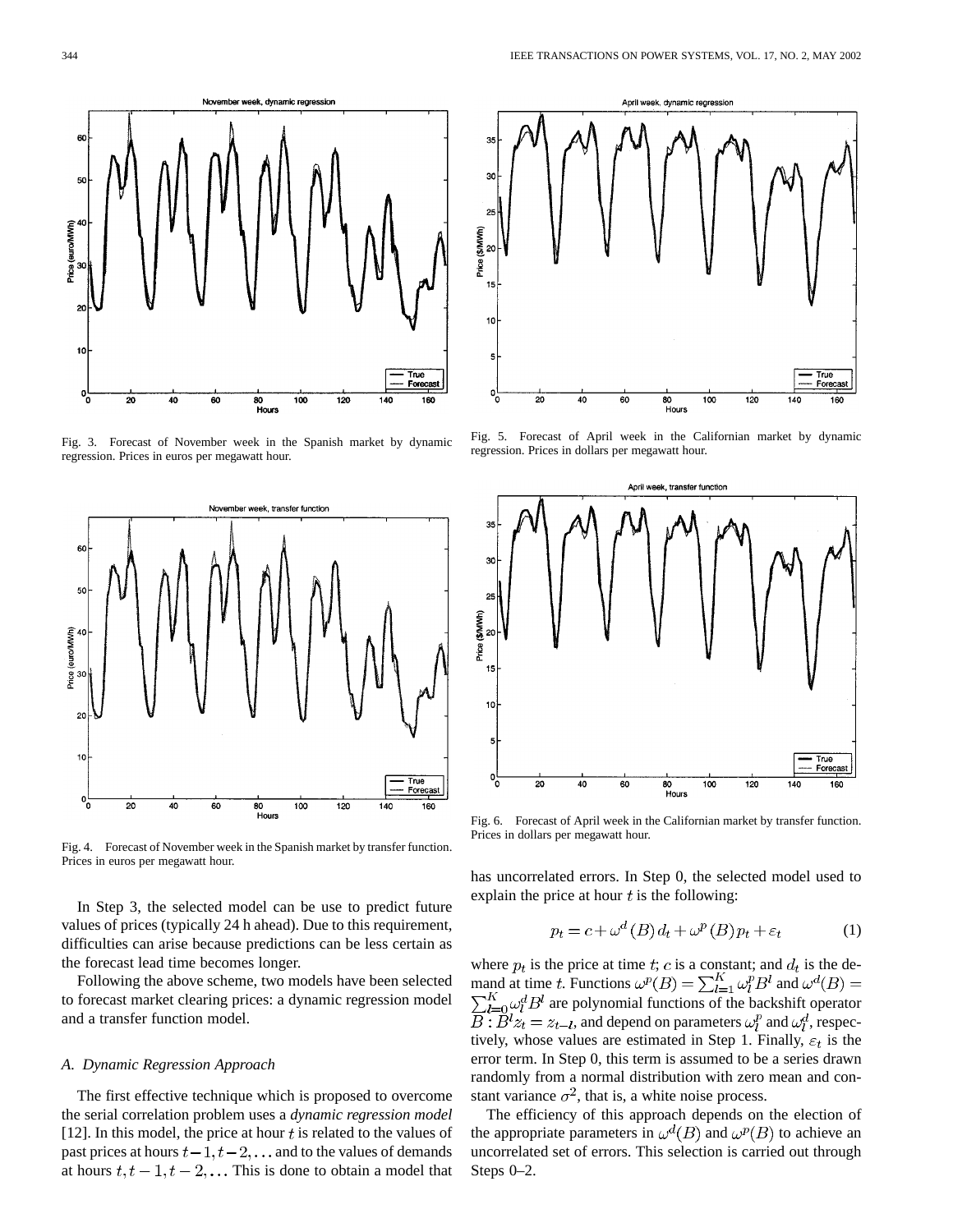Fig. 3. Forecast of November week in the Spanish market by dynamic regression. Prices in euros per megawatt hour.

Fig. 4. Forecast of November week in the Spanish market by transfer function. Prices in euros per megawatt hour.

Fig. 5. Forecast of April week in the Californian market by dynamic regression. Prices in dollars per megawatt hour.

Fig. 6. Forecast of April week in the Californian market by transfer function. Prices in dollars per megawatt hour.

In Step 3, the selected model can be use to predict future values of prices (typically 24 h ahead). Due to this requirement, difficulties can arise because predictions can be less certain as the forecast lead time becomes longer.

Following the above scheme, two models have been selected to forecast market clearing prices: a dynamic regression model and a transfer function model.

### A. Dynamic Regression Approach

The first effective technique which is proposed to overcome the serial correlation problem uses a *dynamic regression model* [12]. In this model, the price at hour $t$ is related to the values of past prices at hours $t-1, t-2, \ldots$ and to the values of demands at hours $t, t-1, t-2, \ldots$ This is done to obtain a model that has uncorrelated errors. In Step 0, the selected model used to explain the price at hour $t$ is the following:

$$p_t = c + \omega^d(B)\, d_t + \omega^p(B)\, p_t + \varepsilon_t \tag{1}$$

where $p_t$ is the price at time $t$; $c$ is a constant; and $d_t$ is the demand at time $t$. Functions $\omega^p(B) = \sum_{l=1}^{K} \omega_l^p B^l$ and $\omega^d(B) = \sum_{l=0}^{K} \omega_l^d B^l$ are polynomial functions of the backshift operator $B : B^l z_t = z_{t-l}$, and depend on parameters $\omega_l^p$ and $\omega_l^d$, respectively, whose values are estimated in Step 1. Finally, $\varepsilon_t$ is the error term. In Step 0, this term is assumed to be a series drawn randomly from a normal distribution with zero mean and constant variance $\sigma^2$, that is, a white noise process.

The efficiency of this approach depends on the election of the appropriate parameters in $\omega^d(B)$ and $\omega^p(B)$ to achieve an uncorrelated set of errors. This selection is carried out through Steps 0–2.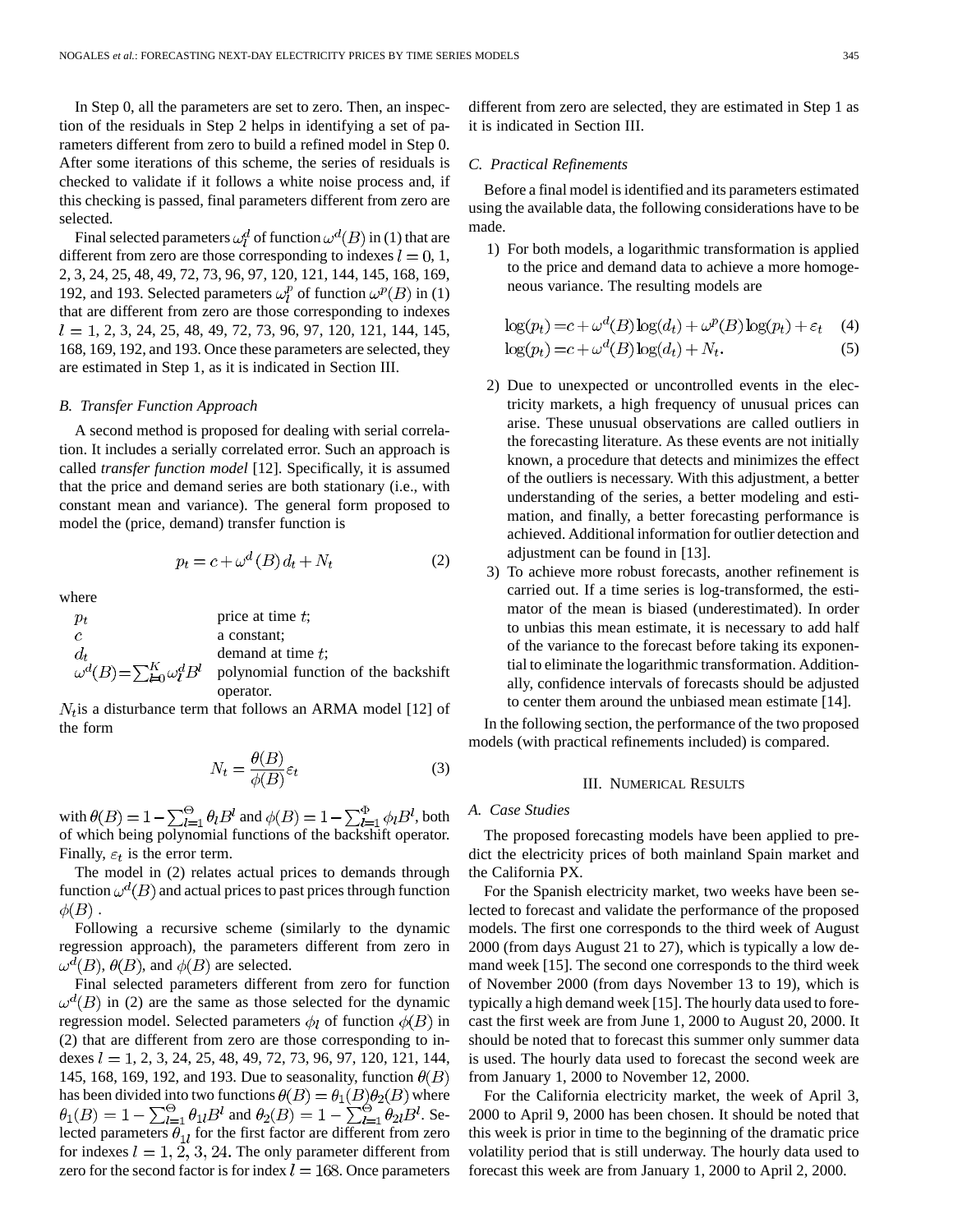In Step 0, all the parameters are set to zero. Then, an inspection of the residuals in Step 2 helps in identifying a set of parameters different from zero to build a refined model in Step 0. After some iterations of this scheme, the series of residuals is checked to validate if it follows a white noise process and, if this checking is passed, final parameters different from zero are selected.

Final selected parameters $\omega_l^d$ of function $\omega^d(B)$ in (1) that are different from zero are those corresponding to indexes $l = 0$, 1, 2, 3, 24, 25, 48, 49, 72, 73, 96, 97, 120, 121, 144, 145, 168, 169, 192, and 193. Selected parameters $\omega_l^p$ of function $\omega^p(B)$ in (1) that are different from zero are those corresponding to indexes $l = 1$, 2, 3, 24, 25, 48, 49, 72, 73, 96, 97, 120, 121, 144, 145, 168, 169, 192, and 193. Once these parameters are selected, they are estimated in Step 1, as it is indicated in Section III.

### B. Transfer Function Approach

A second method is proposed for dealing with serial correlation. It includes a serially correlated error. Such an approach is called *transfer function model* [12]. Specifically, it is assumed that the price and demand series are both stationary (i.e., with constant mean and variance). The general form proposed to model the (price, demand) transfer function is

$$p_t = c + \omega^d(B)\, d_t + N_t \tag{2}$$

where

- $p_t$ — price at time $t$;
- $c$ — a constant;
- $d_t$ — demand at time $t$;
- $\omega^d(B) = \sum_{l=0}^{K} \omega_l^d B^l$ — polynomial function of the backshift operator.

$N_t$ is a disturbance term that follows an ARMA model [12] of the form

$$N_t = \frac{\theta(B)}{\phi(B)} \varepsilon_t \tag{3}$$

with $\theta(B) = 1 - \sum_{l=1}^{\Theta} \theta_l B^l$ and $\phi(B) = 1 - \sum_{l=1}^{\Phi} \phi_l B^l$, both of which being polynomial functions of the backshift operator. Finally, $\varepsilon_t$ is the error term.

The model in (2) relates actual prices to demands through function $\omega^d(B)$ and actual prices to past prices through function $\phi(B)$.

Following a recursive scheme (similarly to the dynamic regression approach), the parameters different from zero in $\omega^d(B)$, $\theta(B)$, and $\phi(B)$ are selected.

Final selected parameters different from zero for function $\omega^d(B)$ in (2) are the same as those selected for the dynamic regression model. Selected parameters $\phi_l$ of function $\phi(B)$ in (2) that are different from zero are those corresponding to indexes $l = 1$, 2, 3, 24, 25, 48, 49, 72, 73, 96, 97, 120, 121, 144, 145, 168, 169, 192, and 193. Due to seasonality, function $\theta(B)$ has been divided into two functions $\theta(B) = \theta_1(B)\theta_2(B)$ where $\theta_1(B) = 1 - \sum_{l=1}^{\Theta} \theta_{1l} B^l$ and $\theta_2(B) = 1 - \sum_{l=1}^{\Theta} \theta_{2l} B^l$. Selected parameters $\theta_{1l}$ for the first factor are different from zero for indexes $l = 1, 2, 3, 24$. The only parameter different from zero for the second factor is for index $l = 168$. Once parameters different from zero are selected, they are estimated in Step 1 as it is indicated in Section III.

### C. Practical Refinements

Before a final model is identified and its parameters estimated using the available data, the following considerations have to be made.

1) For both models, a logarithmic transformation is applied to the price and demand data to achieve a more homogeneous variance. The resulting models are

$$\log(p_t) = c + \omega^d(B)\log(d_t) + \omega^p(B)\log(p_t) + \varepsilon_t \tag{4}$$

$$\log(p_t) = c + \omega^d(B)\log(d_t) + N_t. \tag{5}$$

2) Due to unexpected or uncontrolled events in the electricity markets, a high frequency of unusual prices can arise. These unusual observations are called outliers in the forecasting literature. As these events are not initially known, a procedure that detects and minimizes the effect of the outliers is necessary. With this adjustment, a better understanding of the series, a better modeling and estimation, and finally, a better forecasting performance is achieved. Additional information for outlier detection and adjustment can be found in [13].

3) To achieve more robust forecasts, another refinement is carried out. If a time series is log-transformed, the estimator of the mean is biased (underestimated). In order to unbias this mean estimate, it is necessary to add half of the variance to the forecast before taking its exponential to eliminate the logarithmic transformation. Additionally, confidence intervals of forecasts should be adjusted to center them around the unbiased mean estimate [14].

In the following section, the performance of the two proposed models (with practical refinements included) is compared.

## III. Numerical Results

### A. Case Studies

The proposed forecasting models have been applied to predict the electricity prices of both mainland Spain market and the California PX.

For the Spanish electricity market, two weeks have been selected to forecast and validate the performance of the proposed models. The first one corresponds to the third week of August 2000 (from days August 21 to 27), which is typically a low demand week [15]. The second one corresponds to the third week of November 2000 (from days November 13 to 19), which is typically a high demand week [15]. The hourly data used to forecast the first week are from June 1, 2000 to August 20, 2000. It should be noted that to forecast this summer only summer data is used. The hourly data used to forecast the second week are from January 1, 2000 to November 12, 2000.

For the California electricity market, the week of April 3, 2000 to April 9, 2000 has been chosen. It should be noted that this week is prior in time to the beginning of the dramatic price volatility period that is still underway. The hourly data used to forecast this week are from January 1, 2000 to April 2, 2000.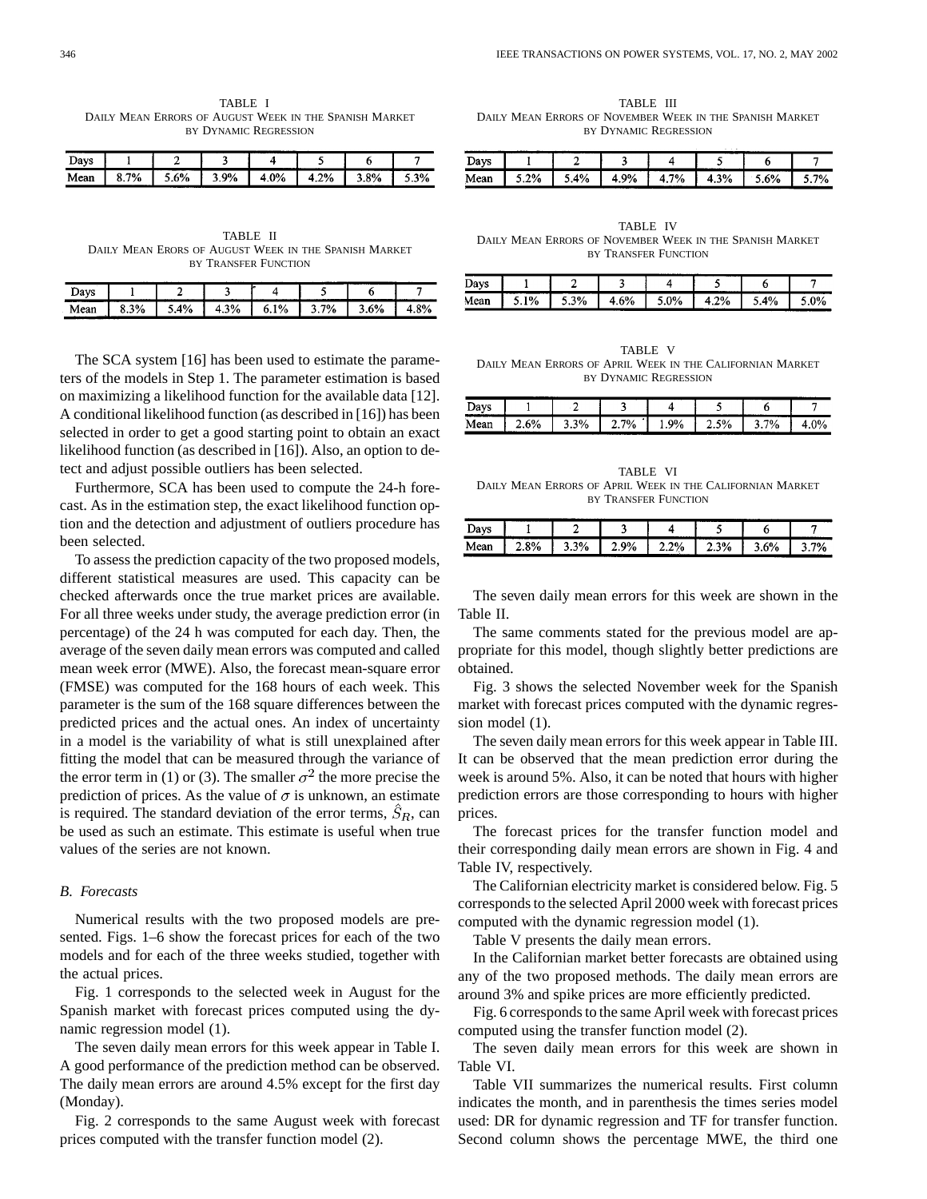TABLE I
Daily Mean Errors of August Week in the Spanish Market by Dynamic Regression

| Days | 1 | 2 | 3 | 4 | 5 | 6 | 7 |
|---|---|---|---|---|---|---|---|
| Mean | 8.7% | 5.6% | 3.9% | 4.0% | 4.2% | 3.8% | 5.3% |

TABLE II
Daily Mean Erors of August Week in the Spanish Market by Transfer Function

| Days | 1 | 2 | 3 | 4 | 5 | 6 | 7 |
|---|---|---|---|---|---|---|---|
| Mean | 8.3% | 5.4% | 4.3% | 6.1% | 3.7% | 3.6% | 4.8% |

The SCA system [16] has been used to estimate the parameters of the models in Step 1. The parameter estimation is based on maximizing a likelihood function for the available data [12]. A conditional likelihood function (as described in [16]) has been selected in order to get a good starting point to obtain an exact likelihood function (as described in [16]). Also, an option to detect and adjust possible outliers has been selected.

Furthermore, SCA has been used to compute the 24-h forecast. As in the estimation step, the exact likelihood function option and the detection and adjustment of outliers procedure has been selected.

To assess the prediction capacity of the two proposed models, different statistical measures are used. This capacity can be checked afterwards once the true market prices are available. For all three weeks under study, the average prediction error (in percentage) of the 24 h was computed for each day. Then, the average of the seven daily mean errors was computed and called mean week error (MWE). Also, the forecast mean-square error (FMSE) was computed for the 168 hours of each week. This parameter is the sum of the 168 square differences between the predicted prices and the actual ones. An index of uncertainty in a model is the variability of what is still unexplained after fitting the model that can be measured through the variance of the error term in (1) or (3). The smaller $\sigma^2$ the more precise the prediction of prices. As the value of $\sigma$ is unknown, an estimate is required. The standard deviation of the error terms, $\hat{S}_R$, can be used as such an estimate. This estimate is useful when true values of the series are not known.

### *B. Forecasts*

Numerical results with the two proposed models are presented. Figs. 1–6 show the forecast prices for each of the two models and for each of the three weeks studied, together with the actual prices.

Fig. 1 corresponds to the selected week in August for the Spanish market with forecast prices computed using the dynamic regression model (1).

The seven daily mean errors for this week appear in Table I. A good performance of the prediction method can be observed. The daily mean errors are around 4.5% except for the first day (Monday).

Fig. 2 corresponds to the same August week with forecast prices computed with the transfer function model (2).

TABLE III
Daily Mean Errors of November Week in the Spanish Market by Dynamic Regression

| Days | 1 | 2 | 3 | 4 | 5 | 6 | 7 |
|---|---|---|---|---|---|---|---|
| Mean | 5.2% | 5.4% | 4.9% | 4.7% | 4.3% | 5.6% | 5.7% |

TABLE IV
Daily Mean Errors of November Week in the Spanish Market by Transfer Function

| Days | 1 | 2 | 3 | 4 | 5 | 6 | 7 |
|---|---|---|---|---|---|---|---|
| Mean | 5.1% | 5.3% | 4.6% | 5.0% | 4.2% | 5.4% | 5.0% |

TABLE V
Daily Mean Errors of April Week in the Californian Market by Dynamic Regression

| Days | 1 | 2 | 3 | 4 | 5 | 6 | 7 |
|---|---|---|---|---|---|---|---|
| Mean | 2.6% | 3.3% | 2.7% | 1.9% | 2.5% | 3.7% | 4.0% |

TABLE VI
Daily Mean Errors of April Week in the Californian Market by Transfer Function

| Days | 1 | 2 | 3 | 4 | 5 | 6 | 7 |
|---|---|---|---|---|---|---|---|
| Mean | 2.8% | 3.3% | 2.9% | 2.2% | 2.3% | 3.6% | 3.7% |

The seven daily mean errors for this week are shown in the Table II.

The same comments stated for the previous model are appropriate for this model, though slightly better predictions are obtained.

Fig. 3 shows the selected November week for the Spanish market with forecast prices computed with the dynamic regression model (1).

The seven daily mean errors for this week appear in Table III. It can be observed that the mean prediction error during the week is around 5%. Also, it can be noted that hours with higher prediction errors are those corresponding to hours with higher prices.

The forecast prices for the transfer function model and their corresponding daily mean errors are shown in Fig. 4 and Table IV, respectively.

The Californian electricity market is considered below. Fig. 5 corresponds to the selected April 2000 week with forecast prices computed with the dynamic regression model (1).

Table V presents the daily mean errors.

In the Californian market better forecasts are obtained using any of the two proposed methods. The daily mean errors are around 3% and spike prices are more efficiently predicted.

Fig. 6 corresponds to the same April week with forecast prices computed using the transfer function model (2).

The seven daily mean errors for this week are shown in Table VI.

Table VII summarizes the numerical results. First column indicates the month, and in parenthesis the times series model used: DR for dynamic regression and TF for transfer function. Second column shows the percentage MWE, the third one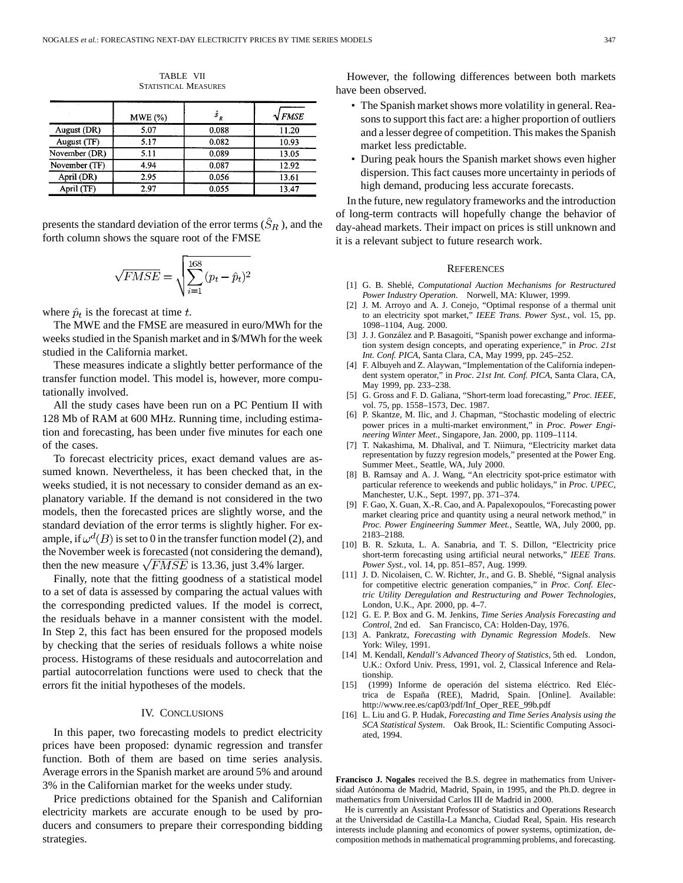TABLE VII
STATISTICAL MEASURES

| | MWE (%) | $\hat{s}_R$ | $\sqrt{FMSE}$ |
|---|---|---|---|
| August (DR) | 5.07 | 0.088 | 11.20 |
| August (TF) | 5.17 | 0.082 | 10.93 |
| November (DR) | 5.11 | 0.089 | 13.05 |
| November (TF) | 4.94 | 0.087 | 12.92 |
| April (DR) | 2.95 | 0.056 | 13.61 |
| April (TF) | 2.97 | 0.055 | 13.47 |

presents the standard deviation of the error terms ($\hat{S}_R$), and the forth column shows the square root of the FMSE

$$\sqrt{FMSE} = \sqrt{\sum_{i=1}^{168} (p_t - \hat{p}_t)^2}$$

where $\hat{p}_t$ is the forecast at time $t$.

The MWE and the FMSE are measured in euro/MWh for the weeks studied in the Spanish market and in \$/MWh for the week studied in the California market.

These measures indicate a slightly better performance of the transfer function model. This model is, however, more computationally involved.

All the study cases have been run on a PC Pentium II with 128 Mb of RAM at 600 MHz. Running time, including estimation and forecasting, has been under five minutes for each one of the cases.

To forecast electricity prices, exact demand values are assumed known. Nevertheless, it has been checked that, in the weeks studied, it is not necessary to consider demand as an explanatory variable. If the demand is not considered in the two models, then the forecasted prices are slightly worse, and the standard deviation of the error terms is slightly higher. For example, if $\omega^d(B)$ is set to 0 in the transfer function model (2), and the November week is forecasted (not considering the demand), then the new measure $\sqrt{FMSE}$ is 13.36, just 3.4% larger.

Finally, note that the fitting goodness of a statistical model to a set of data is assessed by comparing the actual values with the corresponding predicted values. If the model is correct, the residuals behave in a manner consistent with the model. In Step 2, this fact has been ensured for the proposed models by checking that the series of residuals follows a white noise process. Histograms of these residuals and autocorrelation and partial autocorrelation functions were used to check that the errors fit the initial hypotheses of the models.

## IV. CONCLUSIONS

In this paper, two forecasting models to predict electricity prices have been proposed: dynamic regression and transfer function. Both of them are based on time series analysis. Average errors in the Spanish market are around 5% and around 3% in the Californian market for the weeks under study.

Price predictions obtained for the Spanish and Californian electricity markets are accurate enough to be used by producers and consumers to prepare their corresponding bidding strategies.

However, the following differences between both markets have been observed.

- The Spanish market shows more volatility in general. Reasons to support this fact are: a higher proportion of outliers and a lesser degree of competition. This makes the Spanish market less predictable.
- During peak hours the Spanish market shows even higher dispersion. This fact causes more uncertainty in periods of high demand, producing less accurate forecasts.

In the future, new regulatory frameworks and the introduction of long-term contracts will hopefully change the behavior of day-ahead markets. Their impact on prices is still unknown and it is a relevant subject to future research work.

## REFERENCES

[1] G. B. Sheblé, *Computational Auction Mechanisms for Restructured Power Industry Operation*. Norwell, MA: Kluwer, 1999.

[2] J. M. Arroyo and A. J. Conejo, "Optimal response of a thermal unit to an electricity spot market," *IEEE Trans. Power Syst.*, vol. 15, pp. 1098–1104, Aug. 2000.

[3] J. J. González and P. Basagoiti, "Spanish power exchange and information system design concepts, and operating experience," in *Proc. 21st Int. Conf. PICA*, Santa Clara, CA, May 1999, pp. 245–252.

[4] F. Albuyeh and Z. Alaywan, "Implementation of the California independent system operator," in *Proc. 21st Int. Conf. PICA*, Santa Clara, CA, May 1999, pp. 233–238.

[5] G. Gross and F. D. Galiana, "Short-term load forecasting," *Proc. IEEE*, vol. 75, pp. 1558–1573, Dec. 1987.

[6] P. Skantze, M. Ilic, and J. Chapman, "Stochastic modeling of electric power prices in a multi-market environment," in *Proc. Power Engineering Winter Meet.*, Singapore, Jan. 2000, pp. 1109–1114.

[7] T. Nakashima, M. Dhalival, and T. Niimura, "Electricity market data representation by fuzzy regresion models," presented at the Power Eng. Summer Meet., Seattle, WA, July 2000.

[8] B. Ramsay and A. J. Wang, "An electricity spot-price estimator with particular reference to weekends and public holidays," in *Proc. UPEC*, Manchester, U.K., Sept. 1997, pp. 371–374.

[9] F. Gao, X. Guan, X.-R. Cao, and A. Papalexopoulos, "Forecasting power market clearing price and quantity using a neural network method," in *Proc. Power Engineering Summer Meet.*, Seattle, WA, July 2000, pp. 2183–2188.

[10] B. R. Szkuta, L. A. Sanabria, and T. S. Dillon, "Electricity price short-term forecasting using artificial neural networks," *IEEE Trans. Power Syst.*, vol. 14, pp. 851–857, Aug. 1999.

[11] J. D. Nicolaisen, C. W. Richter, Jr., and G. B. Sheblé, "Signal analysis for competitive electric generation companies," in *Proc. Conf. Electric Utility Deregulation and Restructuring and Power Technologies*, London, U.K., Apr. 2000, pp. 4–7.

[12] G. E. P. Box and G. M. Jenkins, *Time Series Analysis Forecasting and Control*, 2nd ed. San Francisco, CA: Holden-Day, 1976.

[13] A. Pankratz, *Forecasting with Dynamic Regression Models*. New York: Wiley, 1991.

[14] M. Kendall, *Kendall's Advanced Theory of Statistics*, 5th ed. London, U.K.: Oxford Univ. Press, 1991, vol. 2, Classical Inference and Relationship.

[15] (1999) Informe de operación del sistema eléctrico. Red Eléctrica de España (REE), Madrid, Spain. [Online]. Available: http://www.ree.es/cap03/pdf/Inf_Oper_REE_99b.pdf

[16] L. Liu and G. P. Hudak, *Forecasting and Time Series Analysis using the SCA Statistical System*. Oak Brook, IL: Scientific Computing Associated, 1994.

**Francisco J. Nogales** received the B.S. degree in mathematics from Universidad Autónoma de Madrid, Madrid, Spain, in 1995, and the Ph.D. degree in mathematics from Universidad Carlos III de Madrid in 2000.

He is currently an Assistant Professor of Statistics and Operations Research at the Universidad de Castilla-La Mancha, Ciudad Real, Spain. His research interests include planning and economics of power systems, optimization, decomposition methods in mathematical programming problems, and forecasting.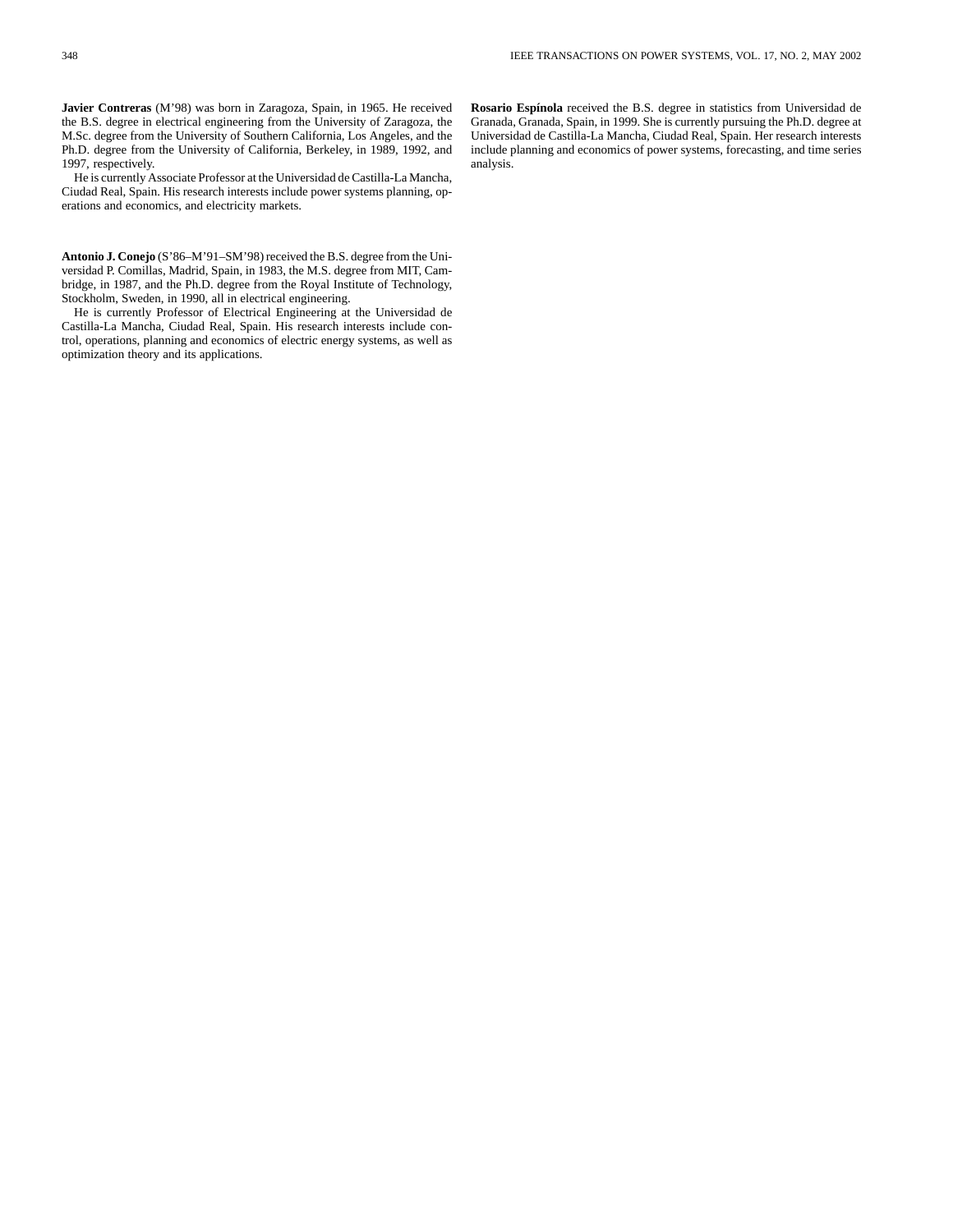**Javier Contreras** (M'98) was born in Zaragoza, Spain, in 1965. He received the B.S. degree in electrical engineering from the University of Zaragoza, the M.Sc. degree from the University of Southern California, Los Angeles, and the Ph.D. degree from the University of California, Berkeley, in 1989, 1992, and 1997, respectively.

He is currently Associate Professor at the Universidad de Castilla-La Mancha, Ciudad Real, Spain. His research interests include power systems planning, operations and economics, and electricity markets.

**Antonio J. Conejo** (S'86–M'91–SM'98) received the B.S. degree from the Universidad P. Comillas, Madrid, Spain, in 1983, the M.S. degree from MIT, Cambridge, in 1987, and the Ph.D. degree from the Royal Institute of Technology, Stockholm, Sweden, in 1990, all in electrical engineering.

He is currently Professor of Electrical Engineering at the Universidad de Castilla-La Mancha, Ciudad Real, Spain. His research interests include control, operations, planning and economics of electric energy systems, as well as optimization theory and its applications.

**Rosario Espínola** received the B.S. degree in statistics from Universidad de Granada, Granada, Spain, in 1999. She is currently pursuing the Ph.D. degree at Universidad de Castilla-La Mancha, Ciudad Real, Spain. Her research interests include planning and economics of power systems, forecasting, and time series analysis.